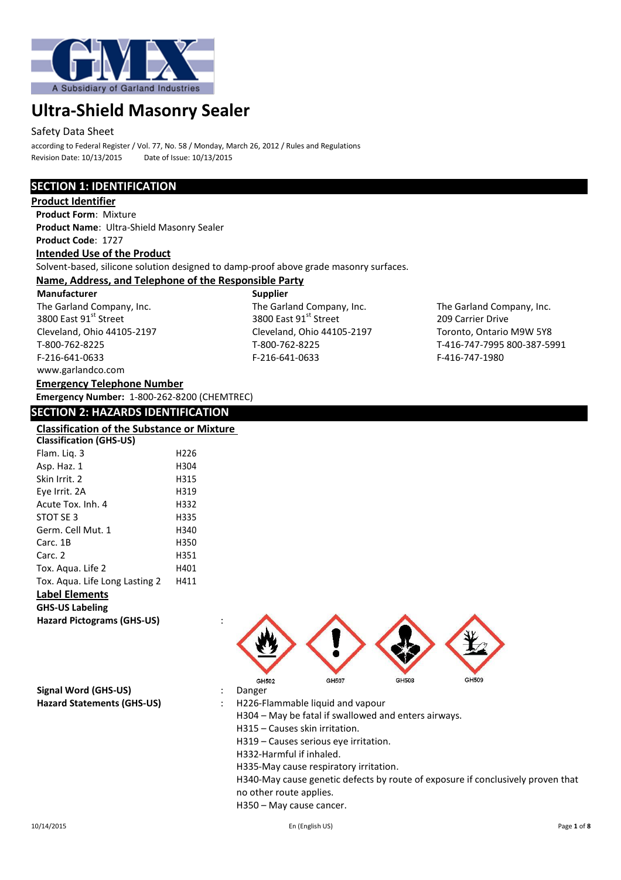# Ultra-Shield Masonry Sealer

Safety Data Sheet

according to Federal Register / Vol. 77, No. 58 / Monday, March 26, 2012 / Rules and Regulations

Revision Date: 10/13/2015 Date of Issue: 10/13/2015

## SECTION 1: IDENTIFICATION

### Product Identifier

**Product Form**: Mixture

**Product Name**: Ultra-Shield Masonry Sealer

**Product Code**: 1727

### Intended Use of the Product

Solvent-based, silicone solution designed to damp-proof above grade masonry surfaces.

### Name, Address, and Telephone of the Responsible Party

**Manufacturer**

The Garland Company, Inc.
3800 East 91st Street
Cleveland, Ohio 44105-2197
T-800-762-8225
F-216-641-0633
www.garlandco.com

**Supplier**

The Garland Company, Inc.
3800 East 91st Street
Cleveland, Ohio 44105-2197
T-800-762-8225
F-216-641-0633

The Garland Company, Inc.
209 Carrier Drive
Toronto, Ontario M9W 5Y8
T-416-747-7995 800-387-5991
F-416-747-1980

### Emergency Telephone Number

**Emergency Number:** 1-800-262-8200 (CHEMTREC)

## SECTION 2: HAZARDS IDENTIFICATION

### Classification of the Substance or Mixture

**Classification (GHS-US)**

| | |
|---|---|
| Flam. Liq. 3 | H226 |
| Asp. Haz. 1 | H304 |
| Skin Irrit. 2 | H315 |
| Eye Irrit. 2A | H319 |
| Acute Tox. Inh. 4 | H332 |
| STOT SE 3 | H335 |
| Germ. Cell Mut. 1 | H340 |
| Carc. 1B | H350 |
| Carc. 2 | H351 |
| Tox. Aqua. Life 2 | H401 |
| Tox. Aqua. Life Long Lasting 2 | H411 |

### Label Elements

**GHS-US Labeling**

**Hazard Pictograms (GHS-US)** : GHS02 GHS07 GHS08 GHS09

**Signal Word (GHS-US)** : Danger

**Hazard Statements (GHS-US)** :

H226-Flammable liquid and vapour

H304 – May be fatal if swallowed and enters airways.

H315 – Causes skin irritation.

H319 – Causes serious eye irritation.

H332-Harmful if inhaled.

H335-May cause respiratory irritation.

H340-May cause genetic defects by route of exposure if conclusively proven that no other route applies.

H350 – May cause cancer.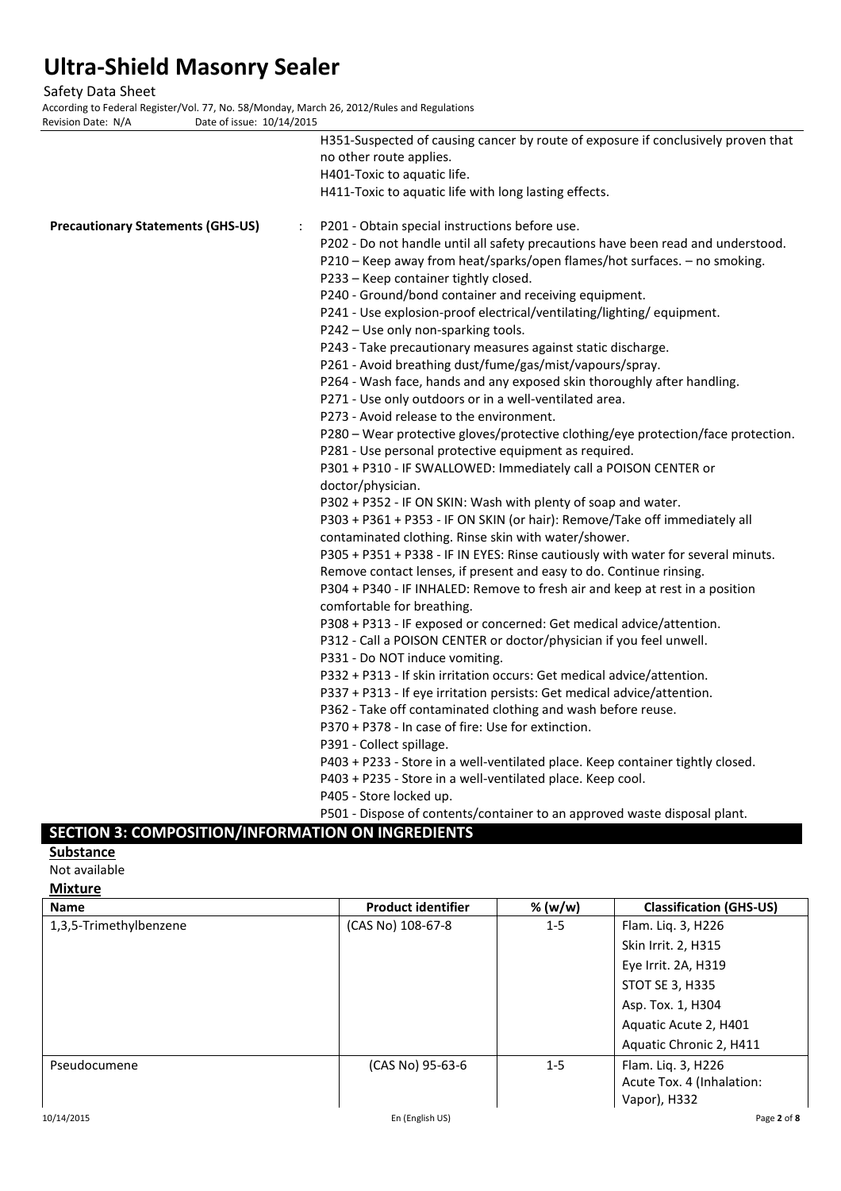H351-Suspected of causing cancer by route of exposure if conclusively proven that no other route applies.
H401-Toxic to aquatic life.
H411-Toxic to aquatic life with long lasting effects.

**Precautionary Statements (GHS-US)** :

P201 - Obtain special instructions before use.
P202 - Do not handle until all safety precautions have been read and understood.
P210 – Keep away from heat/sparks/open flames/hot surfaces. – no smoking.
P233 – Keep container tightly closed.
P240 - Ground/bond container and receiving equipment.
P241 - Use explosion-proof electrical/ventilating/lighting/ equipment.
P242 – Use only non-sparking tools.
P243 - Take precautionary measures against static discharge.
P261 - Avoid breathing dust/fume/gas/mist/vapours/spray.
P264 - Wash face, hands and any exposed skin thoroughly after handling.
P271 - Use only outdoors or in a well-ventilated area.
P273 - Avoid release to the environment.
P280 – Wear protective gloves/protective clothing/eye protection/face protection.
P281 - Use personal protective equipment as required.
P301 + P310 - IF SWALLOWED: Immediately call a POISON CENTER or doctor/physician.
P302 + P352 - IF ON SKIN: Wash with plenty of soap and water.
P303 + P361 + P353 - IF ON SKIN (or hair): Remove/Take off immediately all contaminated clothing. Rinse skin with water/shower.
P305 + P351 + P338 - IF IN EYES: Rinse cautiously with water for several minuts. Remove contact lenses, if present and easy to do. Continue rinsing.
P304 + P340 - IF INHALED: Remove to fresh air and keep at rest in a position comfortable for breathing.
P308 + P313 - IF exposed or concerned: Get medical advice/attention.
P312 - Call a POISON CENTER or doctor/physician if you feel unwell.
P331 - Do NOT induce vomiting.
P332 + P313 - If skin irritation occurs: Get medical advice/attention.
P337 + P313 - If eye irritation persists: Get medical advice/attention.
P362 - Take off contaminated clothing and wash before reuse.
P370 + P378 - In case of fire: Use for extinction.
P391 - Collect spillage.
P403 + P233 - Store in a well-ventilated place. Keep container tightly closed.
P403 + P235 - Store in a well-ventilated place. Keep cool.
P405 - Store locked up.
P501 - Dispose of contents/container to an approved waste disposal plant.

## SECTION 3: COMPOSITION/INFORMATION ON INGREDIENTS

**Substance**

Not available

**Mixture**

| Name | Product identifier | % (w/w) | Classification (GHS-US) |
|---|---|---|---|
| 1,3,5-Trimethylbenzene | (CAS No) 108-67-8 | 1-5 | Flam. Liq. 3, H226<br>Skin Irrit. 2, H315<br>Eye Irrit. 2A, H319<br>STOT SE 3, H335<br>Asp. Tox. 1, H304<br>Aquatic Acute 2, H401<br>Aquatic Chronic 2, H411 |
| Pseudocumene | (CAS No) 95-63-6 | 1-5 | Flam. Liq. 3, H226<br>Acute Tox. 4 (Inhalation: Vapor), H332 |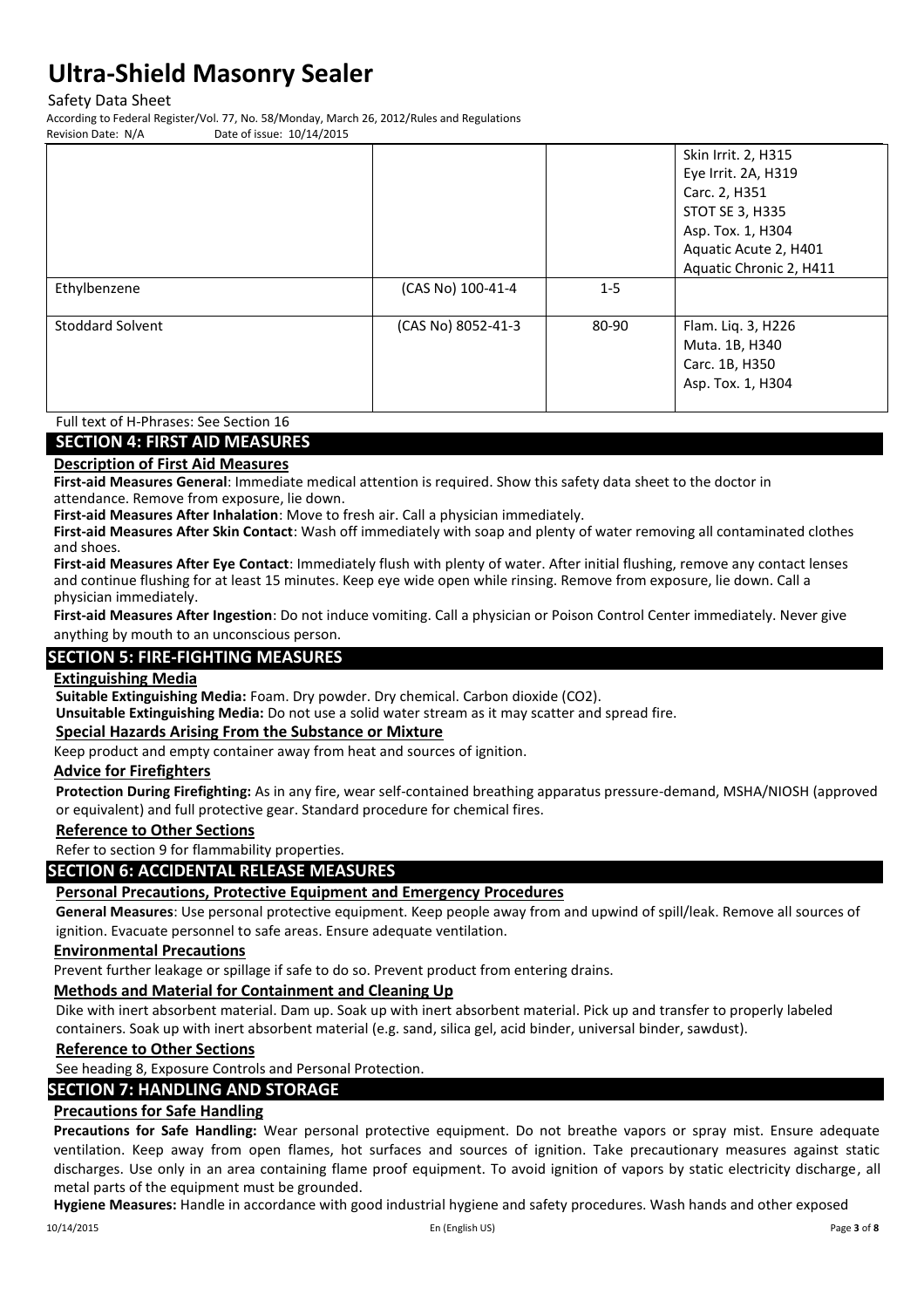| | | | |
|---|---|---|---|
| | | | Skin Irrit. 2, H315<br>Eye Irrit. 2A, H319<br>Carc. 2, H351<br>STOT SE 3, H335<br>Asp. Tox. 1, H304<br>Aquatic Acute 2, H401<br>Aquatic Chronic 2, H411 |
| Ethylbenzene | (CAS No) 100-41-4 | 1-5 | |
| Stoddard Solvent | (CAS No) 8052-41-3 | 80-90 | Flam. Liq. 3, H226<br>Muta. 1B, H340<br>Carc. 1B, H350<br>Asp. Tox. 1, H304 |

Full text of H-Phrases: See Section 16

## SECTION 4: FIRST AID MEASURES

### Description of First Aid Measures

**First-aid Measures General**: Immediate medical attention is required. Show this safety data sheet to the doctor in attendance. Remove from exposure, lie down.

**First-aid Measures After Inhalation**: Move to fresh air. Call a physician immediately.

**First-aid Measures After Skin Contact**: Wash off immediately with soap and plenty of water removing all contaminated clothes and shoes.

**First-aid Measures After Eye Contact**: Immediately flush with plenty of water. After initial flushing, remove any contact lenses and continue flushing for at least 15 minutes. Keep eye wide open while rinsing. Remove from exposure, lie down. Call a physician immediately.

**First-aid Measures After Ingestion**: Do not induce vomiting. Call a physician or Poison Control Center immediately. Never give anything by mouth to an unconscious person.

## SECTION 5: FIRE-FIGHTING MEASURES

### Extinguishing Media

**Suitable Extinguishing Media:** Foam. Dry powder. Dry chemical. Carbon dioxide ($CO_2$).

**Unsuitable Extinguishing Media:** Do not use a solid water stream as it may scatter and spread fire.

### Special Hazards Arising From the Substance or Mixture

Keep product and empty container away from heat and sources of ignition.

### Advice for Firefighters

**Protection During Firefighting:** As in any fire, wear self-contained breathing apparatus pressure-demand, MSHA/NIOSH (approved or equivalent) and full protective gear. Standard procedure for chemical fires.

### Reference to Other Sections

Refer to section 9 for flammability properties.

## SECTION 6: ACCIDENTAL RELEASE MEASURES

### Personal Precautions, Protective Equipment and Emergency Procedures

**General Measures**: Use personal protective equipment. Keep people away from and upwind of spill/leak. Remove all sources of ignition. Evacuate personnel to safe areas. Ensure adequate ventilation.

### Environmental Precautions

Prevent further leakage or spillage if safe to do so. Prevent product from entering drains.

### Methods and Material for Containment and Cleaning Up

Dike with inert absorbent material. Dam up. Soak up with inert absorbent material. Pick up and transfer to properly labeled containers. Soak up with inert absorbent material (e.g. sand, silica gel, acid binder, universal binder, sawdust).

### Reference to Other Sections

See heading 8, Exposure Controls and Personal Protection.

## SECTION 7: HANDLING AND STORAGE

### Precautions for Safe Handling

**Precautions for Safe Handling:** Wear personal protective equipment. Do not breathe vapors or spray mist. Ensure adequate ventilation. Keep away from open flames, hot surfaces and sources of ignition. Take precautionary measures against static discharges. Use only in an area containing flame proof equipment. To avoid ignition of vapors by static electricity discharge, all metal parts of the equipment must be grounded.

**Hygiene Measures:** Handle in accordance with good industrial hygiene and safety procedures. Wash hands and other exposed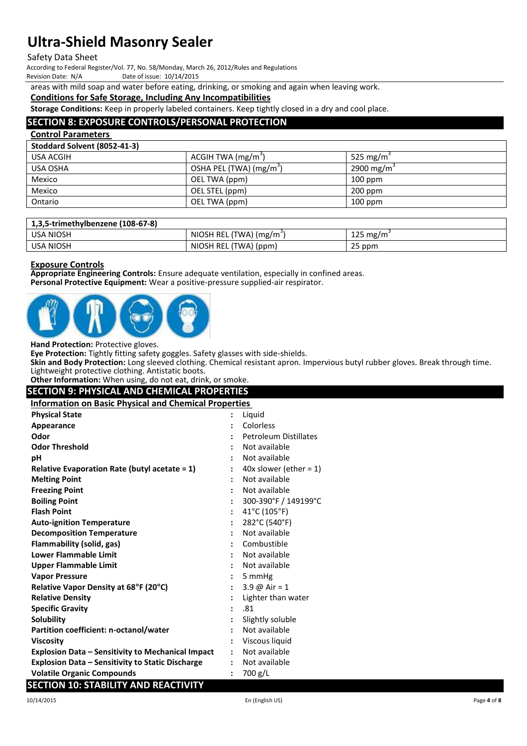areas with mild soap and water before eating, drinking, or smoking and again when leaving work.

**Conditions for Safe Storage, Including Any Incompatibilities**

**Storage Conditions:** Keep in properly labeled containers. Keep tightly closed in a dry and cool place.

## SECTION 8: EXPOSURE CONTROLS/PERSONAL PROTECTION

**Control Parameters**

| Stoddard Solvent (8052-41-3) | | |
|---|---|---|
| USA ACGIH | ACGIH TWA ($mg/m^3$) | 525 $mg/m^3$ |
| USA OSHA | OSHA PEL (TWA) ($mg/m^3$) | 2900 $mg/m^3$ |
| Mexico | OEL TWA (ppm) | 100 ppm |
| Mexico | OEL STEL (ppm) | 200 ppm |
| Ontario | OEL TWA (ppm) | 100 ppm |

| 1,3,5-trimethylbenzene (108-67-8) | | |
|---|---|---|
| USA NIOSH | NIOSH REL (TWA) ($mg/m^3$) | 125 $mg/m^3$ |
| USA NIOSH | NIOSH REL (TWA) (ppm) | 25 ppm |

**Exposure Controls**

**Appropriate Engineering Controls:** Ensure adequate ventilation, especially in confined areas.

**Personal Protective Equipment:** Wear a positive-pressure supplied-air respirator.

**Hand Protection:** Protective gloves.

**Eye Protection:** Tightly fitting safety goggles. Safety glasses with side-shields.

**Skin and Body Protection:** Long sleeved clothing. Chemical resistant apron. Impervious butyl rubber gloves. Break through time. Lightweight protective clothing. Antistatic boots.

**Other Information:** When using, do not eat, drink, or smoke.

## SECTION 9: PHYSICAL AND CHEMICAL PROPERTIES

**Information on Basic Physical and Chemical Properties**

| | | |
|---|---|---|
| **Physical State** | : | Liquid |
| **Appearance** | : | Colorless |
| **Odor** | : | Petroleum Distillates |
| **Odor Threshold** | : | Not available |
| **pH** | : | Not available |
| **Relative Evaporation Rate (butyl acetate = 1)** | : | 40x slower (ether = 1) |
| **Melting Point** | : | Not available |
| **Freezing Point** | : | Not available |
| **Boiling Point** | : | 300-390°F / 149199°C |
| **Flash Point** | : | 41°C (105°F) |
| **Auto-ignition Temperature** | : | 282°C (540°F) |
| **Decomposition Temperature** | : | Not available |
| **Flammability (solid, gas)** | : | Combustible |
| **Lower Flammable Limit** | : | Not available |
| **Upper Flammable Limit** | : | Not available |
| **Vapor Pressure** | : | 5 mmHg |
| **Relative Vapor Density at 68°F (20°C)** | : | 3.9 @ Air = 1 |
| **Relative Density** | : | Lighter than water |
| **Specific Gravity** | : | .81 |
| **Solubility** | : | Slightly soluble |
| **Partition coefficient: n-octanol/water** | : | Not available |
| **Viscosity** | : | Viscous liquid |
| **Explosion Data – Sensitivity to Mechanical Impact** | : | Not available |
| **Explosion Data – Sensitivity to Static Discharge** | : | Not available |
| **Volatile Organic Compounds** | : | 700 g/L |

## SECTION 10: STABILITY AND REACTIVITY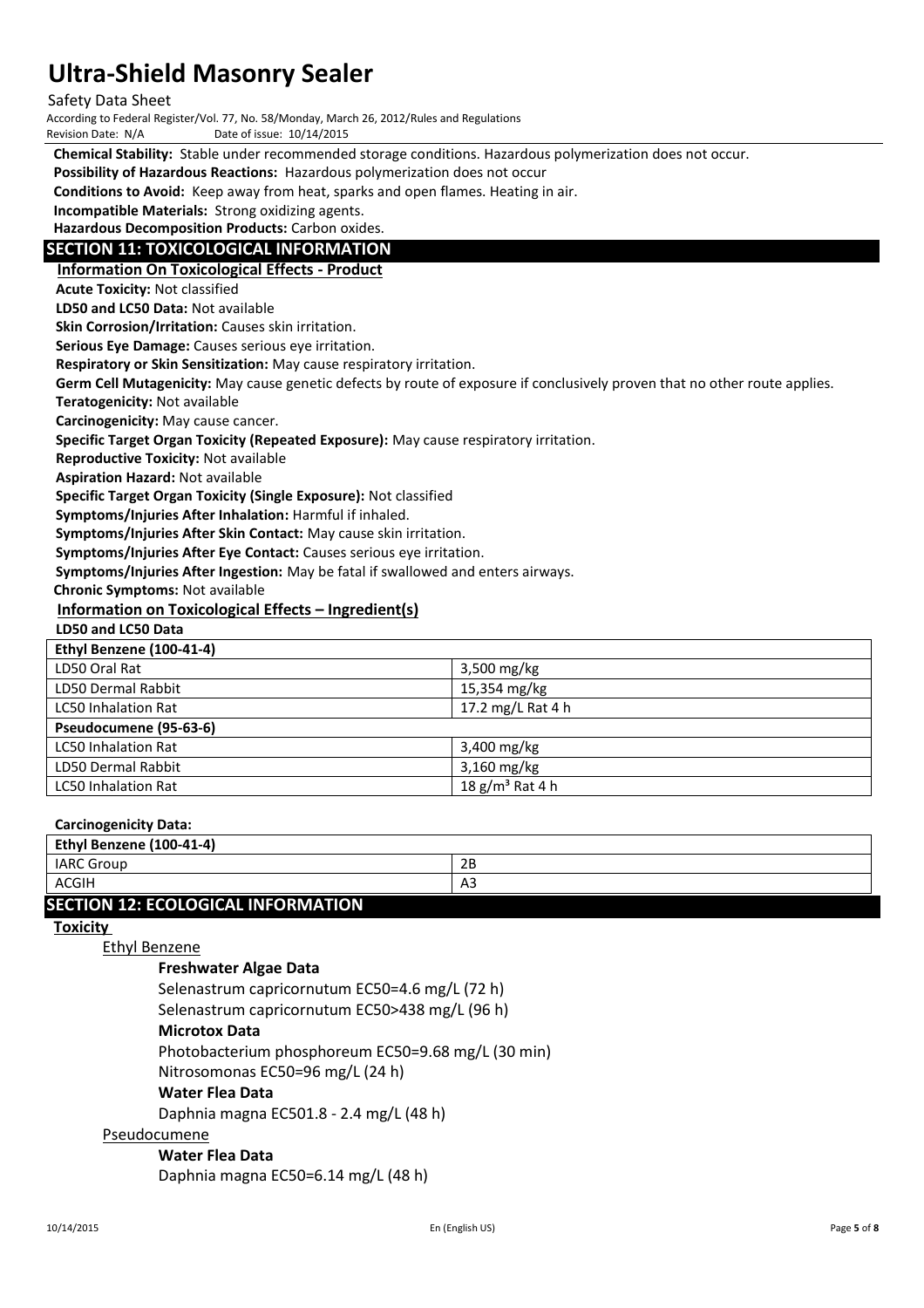**Chemical Stability:** Stable under recommended storage conditions. Hazardous polymerization does not occur.

**Possibility of Hazardous Reactions:** Hazardous polymerization does not occur

**Conditions to Avoid:** Keep away from heat, sparks and open flames. Heating in air.

**Incompatible Materials:** Strong oxidizing agents.

**Hazardous Decomposition Products:** Carbon oxides.

## SECTION 11: TOXICOLOGICAL INFORMATION

### Information On Toxicological Effects - Product

**Acute Toxicity:** Not classified

**LD50 and LC50 Data:** Not available

**Skin Corrosion/Irritation:** Causes skin irritation.

**Serious Eye Damage:** Causes serious eye irritation.

**Respiratory or Skin Sensitization:** May cause respiratory irritation.

**Germ Cell Mutagenicity:** May cause genetic defects by route of exposure if conclusively proven that no other route applies.

**Teratogenicity:** Not available

**Carcinogenicity:** May cause cancer.

**Specific Target Organ Toxicity (Repeated Exposure):** May cause respiratory irritation.

**Reproductive Toxicity:** Not available

**Aspiration Hazard:** Not available

**Specific Target Organ Toxicity (Single Exposure):** Not classified

**Symptoms/Injuries After Inhalation:** Harmful if inhaled.

**Symptoms/Injuries After Skin Contact:** May cause skin irritation.

**Symptoms/Injuries After Eye Contact:** Causes serious eye irritation.

**Symptoms/Injuries After Ingestion:** May be fatal if swallowed and enters airways.

**Chronic Symptoms:** Not available

### Information on Toxicological Effects – Ingredient(s)

**LD50 and LC50 Data**

| **Ethyl Benzene (100-41-4)** | |
|---|---|
| LD50 Oral Rat | 3,500 mg/kg |
| LD50 Dermal Rabbit | 15,354 mg/kg |
| LC50 Inhalation Rat | 17.2 mg/L Rat 4 h |
| **Pseudocumene (95-63-6)** | |
| LC50 Inhalation Rat | 3,400 mg/kg |
| LD50 Dermal Rabbit | 3,160 mg/kg |
| LC50 Inhalation Rat | 18 g/m³ Rat 4 h |

**Carcinogenicity Data:**

| **Ethyl Benzene (100-41-4)** | |
|---|---|
| IARC Group | 2B |
| ACGIH | A3 |

## SECTION 12: ECOLOGICAL INFORMATION

**Toxicity**

Ethyl Benzene

**Freshwater Algae Data**

Selenastrum capricornutum EC50=4.6 mg/L (72 h)

Selenastrum capricornutum EC50>438 mg/L (96 h)

**Microtox Data**

Photobacterium phosphoreum EC50=9.68 mg/L (30 min)

Nitrosomonas EC50=96 mg/L (24 h)

**Water Flea Data**

Daphnia magna EC501.8 - 2.4 mg/L (48 h)

Pseudocumene

**Water Flea Data**

Daphnia magna EC50=6.14 mg/L (48 h)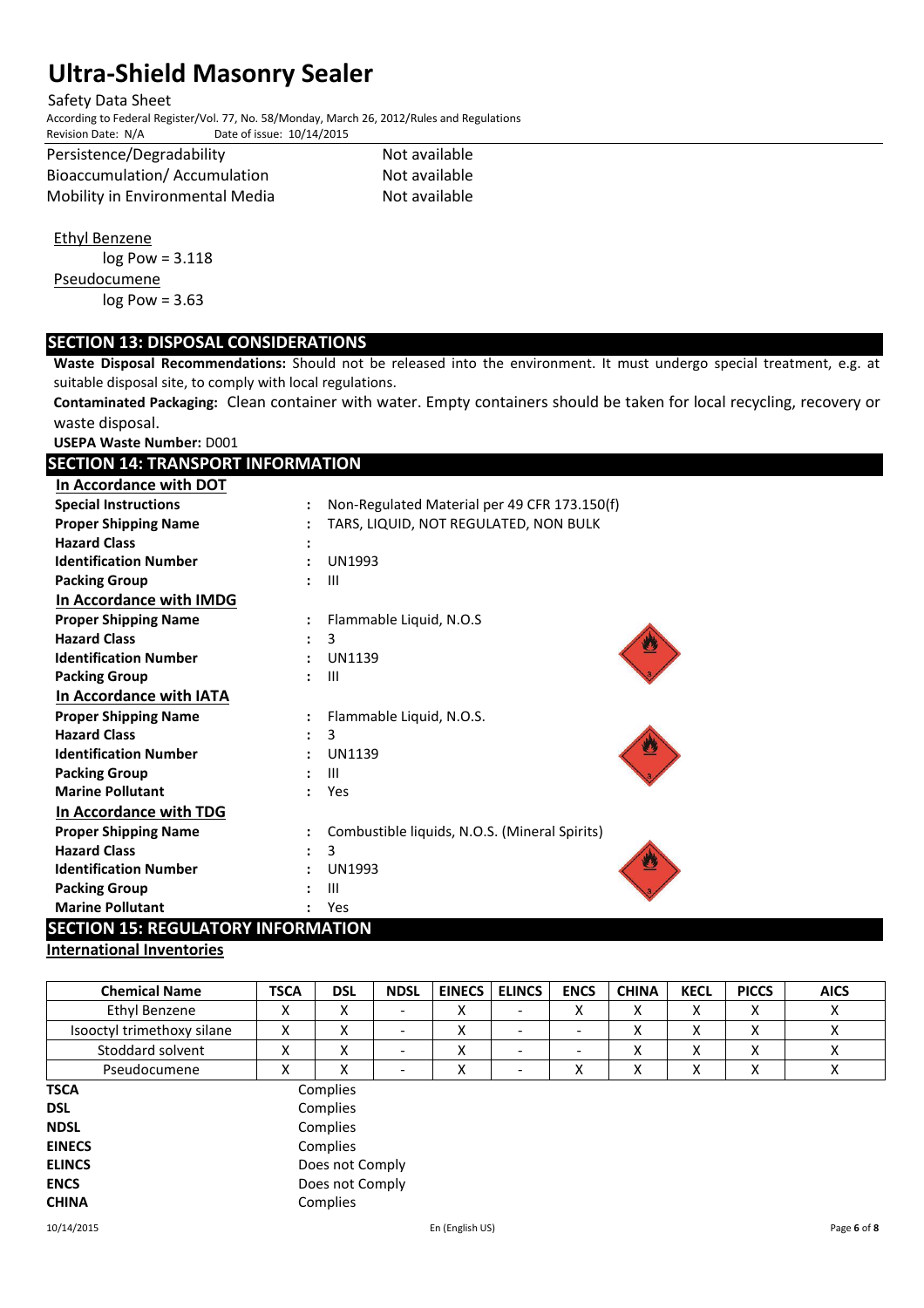| | |
|---|---|
| Persistence/Degradability | Not available |
| Bioaccumulation/ Accumulation | Not available |
| Mobility in Environmental Media | Not available |

Ethyl Benzene

log Pow = 3.118

Pseudocumene

log Pow = 3.63

## SECTION 13: DISPOSAL CONSIDERATIONS

**Waste Disposal Recommendations:** Should not be released into the environment. It must undergo special treatment, e.g. at suitable disposal site, to comply with local regulations.

**Contaminated Packaging:** Clean container with water. Empty containers should be taken for local recycling, recovery or waste disposal.

**USEPA Waste Number:** D001

## SECTION 14: TRANSPORT INFORMATION

**In Accordance with DOT**

| | |
|---|---|
| **Special Instructions** | : Non-Regulated Material per 49 CFR 173.150(f) |
| **Proper Shipping Name** | : TARS, LIQUID, NOT REGULATED, NON BULK |
| **Hazard Class** | : |
| **Identification Number** | : UN1993 |
| **Packing Group** | : III |

**In Accordance with IMDG**

| | |
|---|---|
| **Proper Shipping Name** | : Flammable Liquid, N.O.S |
| **Hazard Class** | : 3 |
| **Identification Number** | : UN1139 |
| **Packing Group** | : III |

**In Accordance with IATA**

| | |
|---|---|
| **Proper Shipping Name** | : Flammable Liquid, N.O.S. |
| **Hazard Class** | : 3 |
| **Identification Number** | : UN1139 |
| **Packing Group** | : III |
| **Marine Pollutant** | : Yes |

**In Accordance with TDG**

| | |
|---|---|
| **Proper Shipping Name** | : Combustible liquids, N.O.S. (Mineral Spirits) |
| **Hazard Class** | : 3 |
| **Identification Number** | : UN1993 |
| **Packing Group** | : III |
| **Marine Pollutant** | : Yes |

## SECTION 15: REGULATORY INFORMATION

**International Inventories**

| Chemical Name | TSCA | DSL | NDSL | EINECS | ELINCS | ENCS | CHINA | KECL | PICCS | AICS |
|---|---|---|---|---|---|---|---|---|---|---|
| Ethyl Benzene | X | X | - | X | - | X | X | X | X | X |
| Isooctyl trimethoxy silane | X | X | - | X | - | - | X | X | X | X |
| Stoddard solvent | X | X | - | X | - | - | X | X | X | X |
| Pseudocumene | X | X | - | X | - | X | X | X | X | X |

| | |
|---|---|
| **TSCA** | Complies |
| **DSL** | Complies |
| **NDSL** | Complies |
| **EINECS** | Complies |
| **ELINCS** | Does not Comply |
| **ENCS** | Does not Comply |
| **CHINA** | Complies |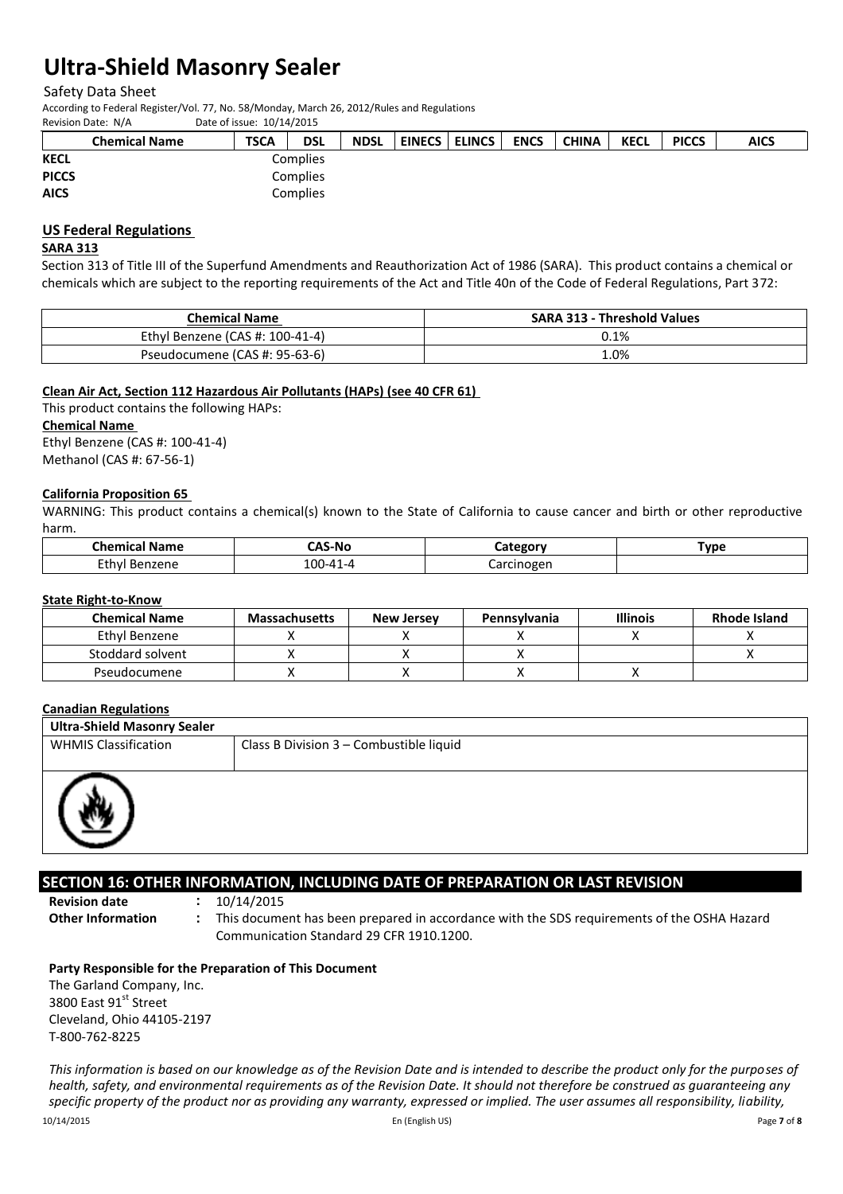| Chemical Name | TSCA | DSL | NDSL | EINECS | ELINCS | ENCS | CHINA | KECL | PICCS | AICS |
|---|---|---|---|---|---|---|---|---|---|---|
| KECL | | Complies | | | | | | | | |
| PICCS | | Complies | | | | | | | | |
| AICS | | Complies | | | | | | | | |

## US Federal Regulations

### SARA 313

Section 313 of Title III of the Superfund Amendments and Reauthorization Act of 1986 (SARA). This product contains a chemical or chemicals which are subject to the reporting requirements of the Act and Title 40n of the Code of Federal Regulations, Part 372:

| Chemical Name | SARA 313 - Threshold Values |
|---|---|
| Ethyl Benzene (CAS #: 100-41-4) | 0.1% |
| Pseudocumene (CAS #: 95-63-6) | 1.0% |

**Clean Air Act, Section 112 Hazardous Air Pollutants (HAPs) (see 40 CFR 61)**

This product contains the following HAPs:

**Chemical Name**

Ethyl Benzene (CAS #: 100-41-4)
Methanol (CAS #: 67-56-1)

**California Proposition 65**

WARNING: This product contains a chemical(s) known to the State of California to cause cancer and birth or other reproductive harm.

| Chemical Name | CAS-No | Category | Type |
|---|---|---|---|
| Ethyl Benzene | 100-41-4 | Carcinogen | |

**State Right-to-Know**

| Chemical Name | Massachusetts | New Jersey | Pennsylvania | Illinois | Rhode Island |
|---|---|---|---|---|---|
| Ethyl Benzene | X | X | X | X | X |
| Stoddard solvent | X | X | X | | X |
| Pseudocumene | X | X | X | X | |

**Canadian Regulations**

| Ultra-Shield Masonry Sealer | |
|---|---|
| WHMIS Classification | Class B Division 3 – Combustible liquid |

## SECTION 16: OTHER INFORMATION, INCLUDING DATE OF PREPARATION OR LAST REVISION

**Revision date** : 10/14/2015

**Other Information** : This document has been prepared in accordance with the SDS requirements of the OSHA Hazard Communication Standard 29 CFR 1910.1200.

**Party Responsible for the Preparation of This Document**

The Garland Company, Inc.
3800 East 91st Street
Cleveland, Ohio 44105-2197
T-800-762-8225

*This information is based on our knowledge as of the Revision Date and is intended to describe the product only for the purposes of health, safety, and environmental requirements as of the Revision Date. It should not therefore be construed as guaranteeing any specific property of the product nor as providing any warranty, expressed or implied. The user assumes all responsibility, liability,*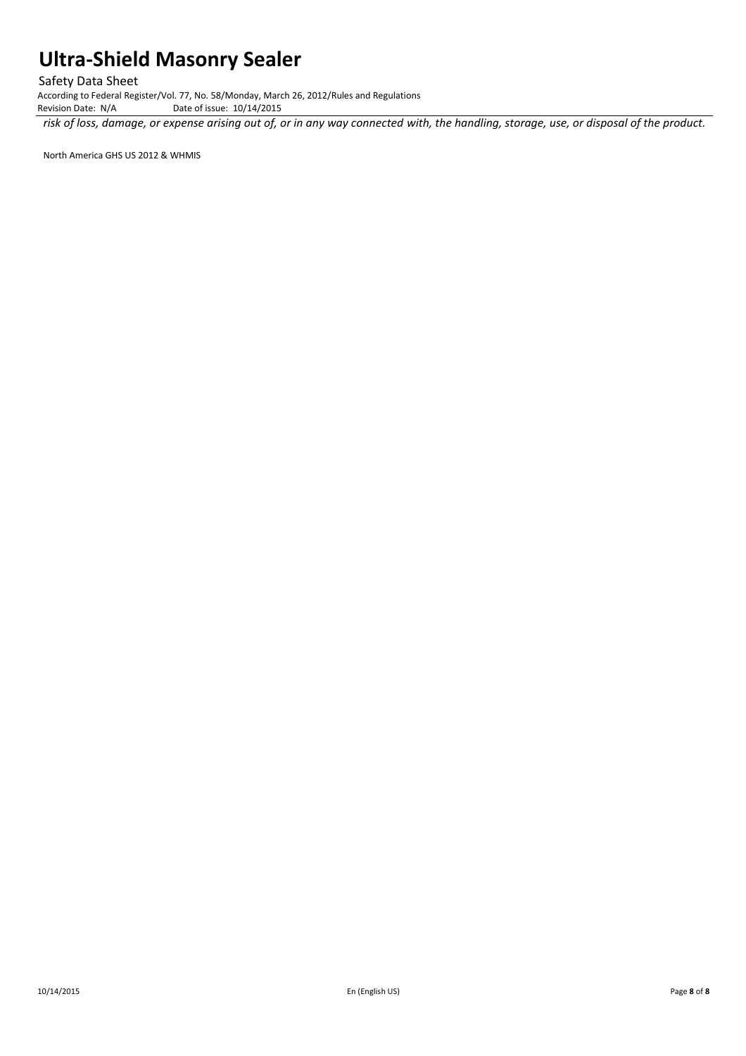*risk of loss, damage, or expense arising out of, or in any way connected with, the handling, storage, use, or disposal of the product.*

North America GHS US 2012 & WHMIS